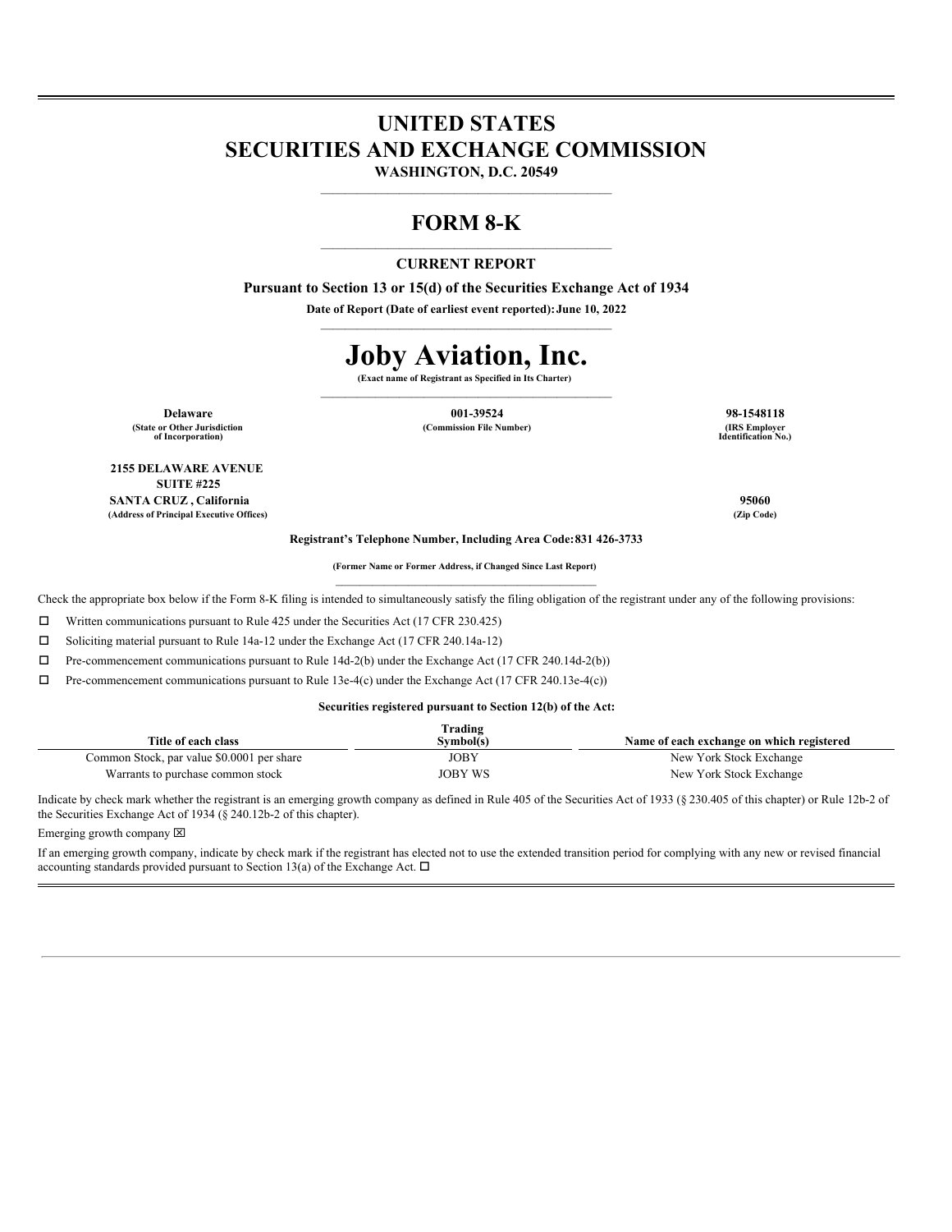# UNITED STATES
# SECURITIES AND EXCHANGE COMMISSION

**WASHINGTON, D.C. 20549**

## FORM 8-K

**CURRENT REPORT**

**Pursuant to Section 13 or 15(d) of the Securities Exchange Act of 1934**

**Date of Report (Date of earliest event reported): June 10, 2022**

# Joby Aviation, Inc.

**(Exact name of Registrant as Specified in Its Charter)**

| **Delaware** | **001-39524** | **98-1548118** |
|---|---|---|
| **(State or Other Jurisdiction of Incorporation)** | **(Commission File Number)** | **(IRS Employer Identification No.)** |

**2155 DELAWARE AVENUE**
**SUITE #225**
**SANTA CRUZ , California** **95060**
**(Address of Principal Executive Offices)** **(Zip Code)**

**Registrant's Telephone Number, Including Area Code: 831 426-3733**

**(Former Name or Former Address, if Changed Since Last Report)**

Check the appropriate box below if the Form 8-K filing is intended to simultaneously satisfy the filing obligation of the registrant under any of the following provisions:

☐ Written communications pursuant to Rule 425 under the Securities Act (17 CFR 230.425)

☐ Soliciting material pursuant to Rule 14a-12 under the Exchange Act (17 CFR 240.14a-12)

☐ Pre-commencement communications pursuant to Rule 14d-2(b) under the Exchange Act (17 CFR 240.14d-2(b))

☐ Pre-commencement communications pursuant to Rule 13e-4(c) under the Exchange Act (17 CFR 240.13e-4(c))

**Securities registered pursuant to Section 12(b) of the Act:**

| Title of each class | Trading Symbol(s) | Name of each exchange on which registered |
|---|---|---|
| Common Stock, par value $0.0001 per share | JOBY | New York Stock Exchange |
| Warrants to purchase common stock | JOBY WS | New York Stock Exchange |

Indicate by check mark whether the registrant is an emerging growth company as defined in Rule 405 of the Securities Act of 1933 (§ 230.405 of this chapter) or Rule 12b-2 of the Securities Exchange Act of 1934 (§ 240.12b-2 of this chapter).

Emerging growth company ☒

If an emerging growth company, indicate by check mark if the registrant has elected not to use the extended transition period for complying with any new or revised financial accounting standards provided pursuant to Section 13(a) of the Exchange Act. ☐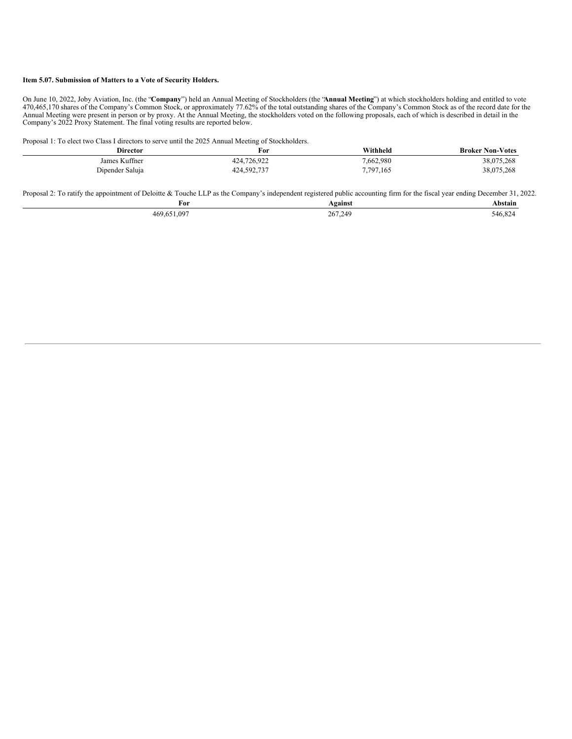**Item 5.07. Submission of Matters to a Vote of Security Holders.**

On June 10, 2022, Joby Aviation, Inc. (the "**Company**") held an Annual Meeting of Stockholders (the "**Annual Meeting**") at which stockholders holding and entitled to vote 470,465,170 shares of the Company's Common Stock, or approximately 77.62% of the total outstanding shares of the Company's Common Stock as of the record date for the Annual Meeting were present in person or by proxy. At the Annual Meeting, the stockholders voted on the following proposals, each of which is described in detail in the Company's 2022 Proxy Statement. The final voting results are reported below.

Proposal 1: To elect two Class I directors to serve until the 2025 Annual Meeting of Stockholders.

| Director | For | Withheld | Broker Non-Votes |
|---|---|---|---|
| James Kuffner | 424,726,922 | 7,662,980 | 38,075,268 |
| Dipender Saluja | 424,592,737 | 7,797,165 | 38,075,268 |

Proposal 2: To ratify the appointment of Deloitte & Touche LLP as the Company's independent registered public accounting firm for the fiscal year ending December 31, 2022.

| For | Against | Abstain |
|---|---|---|
| 469,651,097 | 267,249 | 546,824 |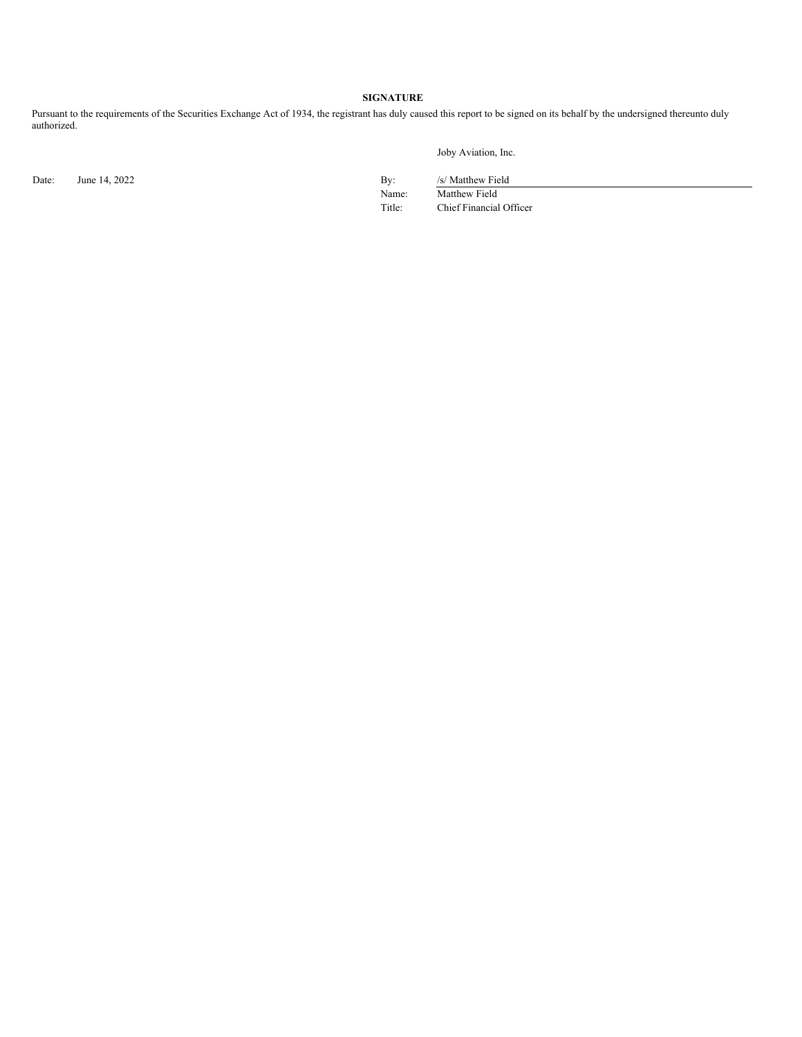**SIGNATURE**

Pursuant to the requirements of the Securities Exchange Act of 1934, the registrant has duly caused this report to be signed on its behalf by the undersigned thereunto duly authorized.

Joby Aviation, Inc.

| | | | |
|---|---|---|---|
| Date: | June 14, 2022 | By: | /s/ Matthew Field |
| | | Name: | Matthew Field |
| | | Title: | Chief Financial Officer |